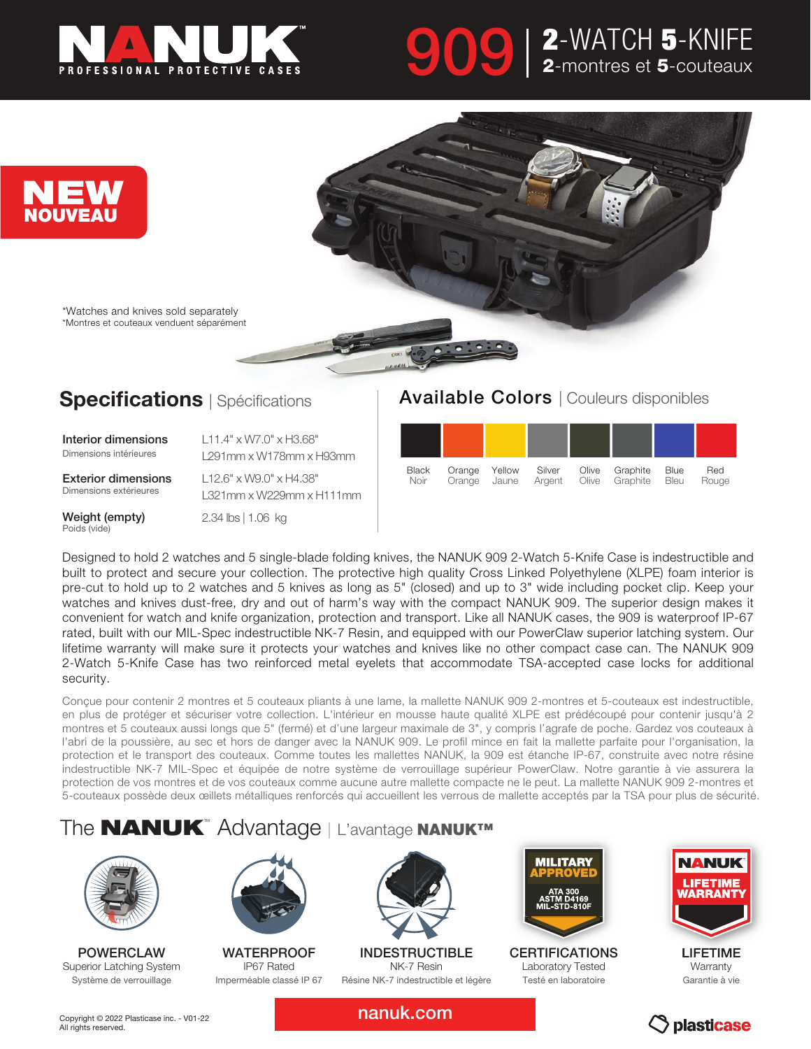# NANUK

PROFESSIONAL PROTECTIVE CASES

# 909 | 2-WATCH 5-KNIFE

**2**-montres et **5**-couteaux

**NEW**
**NOUVEAU**

*Watches and knives sold separately
*Montres et couteaux venduent séparément

## Specifications | Spécifications

| | |
|---|---|
| **Interior dimensions** Dimensions intérieures | L11.4" x W7.0" x H3.68" L291mm x W178mm x H93mm |
| **Exterior dimensions** Dimensions extérieures | L12.6" x W9.0" x H4.38" L321mm x W229mm x H111mm |
| **Weight (empty)** Poids (vide) | 2.34 lbs \| 1.06 kg |

## Available Colors | Couleurs disponibles

| Black | Orange | Yellow | Silver | Olive | Graphite | Blue | Red |
|---|---|---|---|---|---|---|---|
| Noir | Orange | Jaune | Argent | Olive | Graphite | Bleu | Rouge |

Designed to hold 2 watches and 5 single-blade folding knives, the NANUK 909 2-Watch 5-Knife Case is indestructible and built to protect and secure your collection. The protective high quality Cross Linked Polyethylene (XLPE) foam interior is pre-cut to hold up to 2 watches and 5 knives as long as 5" (closed) and up to 3" wide including pocket clip. Keep your watches and knives dust-free, dry and out of harm's way with the compact NANUK 909. The superior design makes it convenient for watch and knife organization, protection and transport. Like all NANUK cases, the 909 is waterproof IP-67 rated, built with our MIL-Spec indestructible NK-7 Resin, and equipped with our PowerClaw superior latching system. Our lifetime warranty will make sure it protects your watches and knives like no other compact case can. The NANUK 909 2-Watch 5-Knife Case has two reinforced metal eyelets that accommodate TSA-accepted case locks for additional security.

Conçue pour contenir 2 montres et 5 couteaux pliants à une lame, la mallette NANUK 909 2-montres et 5-couteaux est indestructible, en plus de protéger et sécuriser votre collection. L'intérieur en mousse haute qualité XLPE est prédécoupé pour contenir jusqu'à 2 montres et 5 couteaux aussi longs que 5" (fermé) et d'une largeur maximale de 3", y compris l'agrafe de poche. Gardez vos couteaux à l'abri de la poussière, au sec et hors de danger avec la NANUK 909. Le profil mince en fait la mallette parfaite pour l'organisation, la protection et le transport des couteaux. Comme toutes les mallettes NANUK, la 909 est étanche IP-67, construite avec notre résine indestructible NK-7 MIL-Spec et équipée de notre système de verrouillage supérieur PowerClaw. Notre garantie à vie assurera la protection de vos montres et de vos couteaux comme aucune autre mallette compacte ne le peut. La mallette NANUK 909 2-montres et 5-couteaux possède deux œillets métalliques renforcés qui accueillent les verrous de mallette acceptés par la TSA pour plus de sécurité.

## The NANUK™ Advantage | L'avantage NANUK™

**POWERCLAW**
Superior Latching System
Système de verrouillage

**WATERPROOF**
IP67 Rated
Imperméable classé IP 67

**INDESTRUCTIBLE**
NK-7 Resin
Résine NK-7 indestructible et légère

**CERTIFICATIONS**
MILITARY APPROVED — ATA 300, ASTM D4169, MIL-STD-810F
Laboratory Tested
Testé en laboratoire

**LIFETIME**
NANUK LIFETIME WARRANTY
Warranty
Garantie à vie

Copyright © 2022 Plasticase inc. - V01-22
All rights reserved.

nanuk.com

plasticase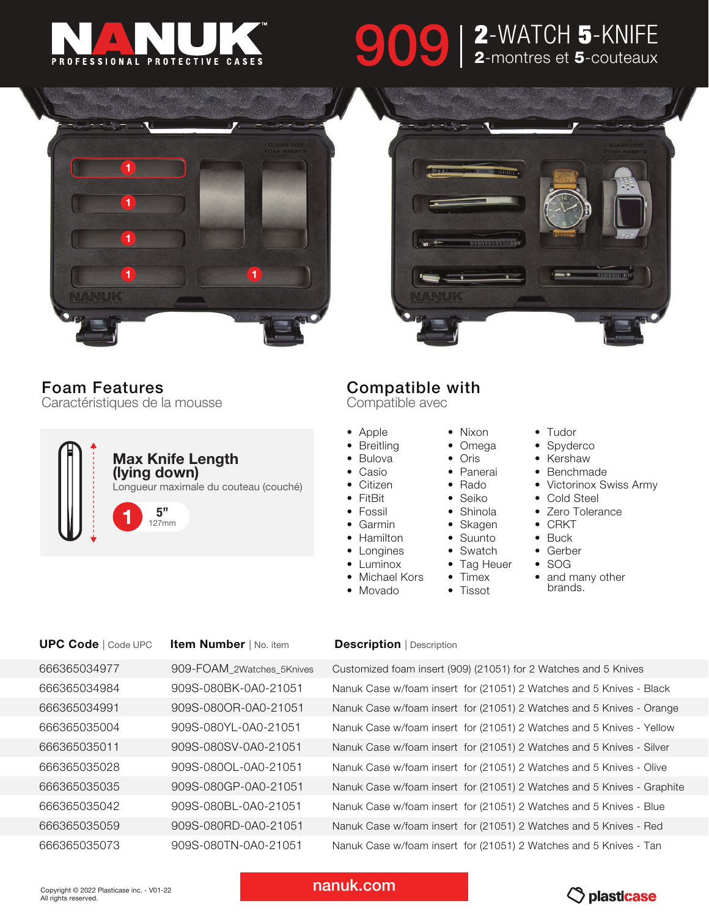# NANUK

PROFESSIONAL PROTECTIVE CASES

# 909 | 2-WATCH 5-KNIFE

2-montres et 5-couteaux

## Foam Features

Caractéristiques de la mousse

### Max Knife Length (lying down)

Longueur maximale du couteau (couché)

1 — 5" 127mm

## Compatible with

Compatible avec

- Apple
- Breitling
- Bulova
- Casio
- Citizen
- FitBit
- Fossil
- Garmin
- Hamilton
- Longines
- Luminox
- Michael Kors
- Movado
- Nixon
- Omega
- Oris
- Panerai
- Rado
- Seiko
- Shinola
- Skagen
- Suunto
- Swatch
- Tag Heuer
- Timex
- Tissot
- Tudor
- Spyderco
- Kershaw
- Benchmade
- Victorinox Swiss Army
- Cold Steel
- Zero Tolerance
- CRKT
- Buck
- Gerber
- SOG
- and many other brands.

| UPC Code \| Code UPC | Item Number \| No. item | Description \| Description |
|---|---|---|
| 666365034977 | 909-FOAM_2Watches_5Knives | Customized foam insert (909) (21051) for 2 Watches and 5 Knives |
| 666365034984 | 909S-080BK-0A0-21051 | Nanuk Case w/foam insert for (21051) 2 Watches and 5 Knives - Black |
| 666365034991 | 909S-080OR-0A0-21051 | Nanuk Case w/foam insert for (21051) 2 Watches and 5 Knives - Orange |
| 666365035004 | 909S-080YL-0A0-21051 | Nanuk Case w/foam insert for (21051) 2 Watches and 5 Knives - Yellow |
| 666365035011 | 909S-080SV-0A0-21051 | Nanuk Case w/foam insert for (21051) 2 Watches and 5 Knives - Silver |
| 666365035028 | 909S-080OL-0A0-21051 | Nanuk Case w/foam insert for (21051) 2 Watches and 5 Knives - Olive |
| 666365035035 | 909S-080GP-0A0-21051 | Nanuk Case w/foam insert for (21051) 2 Watches and 5 Knives - Graphite |
| 666365035042 | 909S-080BL-0A0-21051 | Nanuk Case w/foam insert for (21051) 2 Watches and 5 Knives - Blue |
| 666365035059 | 909S-080RD-0A0-21051 | Nanuk Case w/foam insert for (21051) 2 Watches and 5 Knives - Red |
| 666365035073 | 909S-080TN-0A0-21051 | Nanuk Case w/foam insert for (21051) 2 Watches and 5 Knives - Tan |

Copyright © 2022 Plasticase inc. - V01-22
All rights reserved.

nanuk.com

plasticase